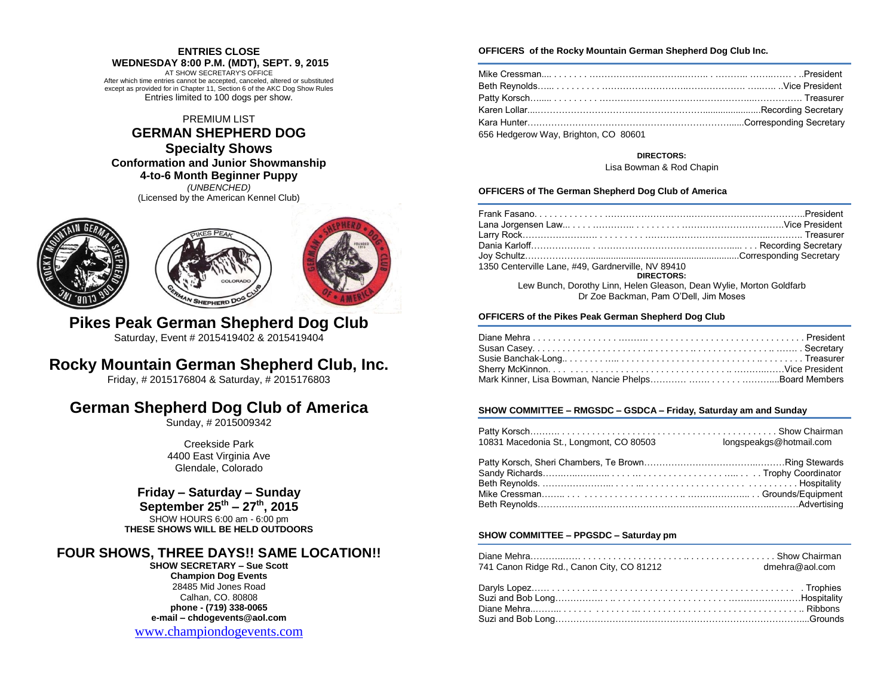**ENTRIES CLOSE**
**WEDNESDAY 8:00 P.M. (MDT), SEPT. 9, 2015**
AT SHOW SECRETARY'S OFFICE
After which time entries cannot be accepted, canceled, altered or substituted except as provided for in Chapter 11, Section 6 of the AKC Dog Show Rules
Entries limited to 100 dogs per show.

PREMIUM LIST

# GERMAN SHEPHERD DOG

## Specialty Shows

### Conformation and Junior Showmanship

### 4-to-6 Month Beginner Puppy

*(UNBENCHED)*
(Licensed by the American Kennel Club)

## Pikes Peak German Shepherd Dog Club

Saturday, Event # 2015419402 & 2015419404

## Rocky Mountain German Shepherd Club, Inc.

Friday, # 2015176804 & Saturday, # 2015176803

## German Shepherd Dog Club of America

Sunday, # 2015009342

Creekside Park
4400 East Virginia Ave
Glendale, Colorado

**Friday – Saturday – Sunday**
**September 25th – 27th, 2015**
SHOW HOURS 6:00 am - 6:00 pm
**THESE SHOWS WILL BE HELD OUTDOORS**

## FOUR SHOWS, THREE DAYS!! SAME LOCATION!!

**SHOW SECRETARY – Sue Scott**
**Champion Dog Events**
28485 Mid Jones Road
Calhan, CO. 80808
**phone - (719) 338-0065**
**e-mail – chdogevents@aol.com**
www.championdogevents.com

**OFFICERS of the Rocky Mountain German Shepherd Dog Club Inc.**

Mike Cressman.... President
Beth Reynolds.... Vice President
Patty Korsch.... Treasurer
Karen Lollar.... Recording Secretary
Kara Hunter.... Corresponding Secretary
656 Hedgerow Way, Brighton, CO 80601

**DIRECTORS:**
Lisa Bowman & Rod Chapin

**OFFICERS of The German Shepherd Dog Club of America**

Frank Fasano.... President
Lana Jorgensen Law.... Vice President
Larry Rock.... Treasurer
Dania Karloff.... Recording Secretary
Joy Schultz.... Corresponding Secretary
1350 Centerville Lane, #49, Gardnerville, NV 89410

**DIRECTORS:**
Lew Bunch, Dorothy Linn, Helen Gleason, Dean Wylie, Morton Goldfarb
Dr Zoe Backman, Pam O'Dell, Jim Moses

**OFFICERS of the Pikes Peak German Shepherd Dog Club**

Diane Mehra.... President
Susan Casey.... Secretary
Susie Banchak-Long.... Treasurer
Sherry McKinnon.... Vice President
Mark Kinner, Lisa Bowman, Nancie Phelps.... Board Members

**SHOW COMMITTEE – RMGSDC – GSDCA – Friday, Saturday am and Sunday**

Patty Korsch.... Show Chairman
10831 Macedonia St., Longmont, CO 80503 longspeakgs@hotmail.com

Patty Korsch, Sheri Chambers, Te Brown.... Ring Stewards
Sandy Richards.... Trophy Coordinator
Beth Reynolds.... Hospitality
Mike Cressman.... Grounds/Equipment
Beth Reynolds.... Advertising

**SHOW COMMITTEE – PPGSDC – Saturday pm**

Diane Mehra.... Show Chairman
741 Canon Ridge Rd., Canon City, CO 81212 dmehra@aol.com

Daryls Lopez.... Trophies
Suzi and Bob Long.... Hospitality
Diane Mehra.... Ribbons
Suzi and Bob Long.... Grounds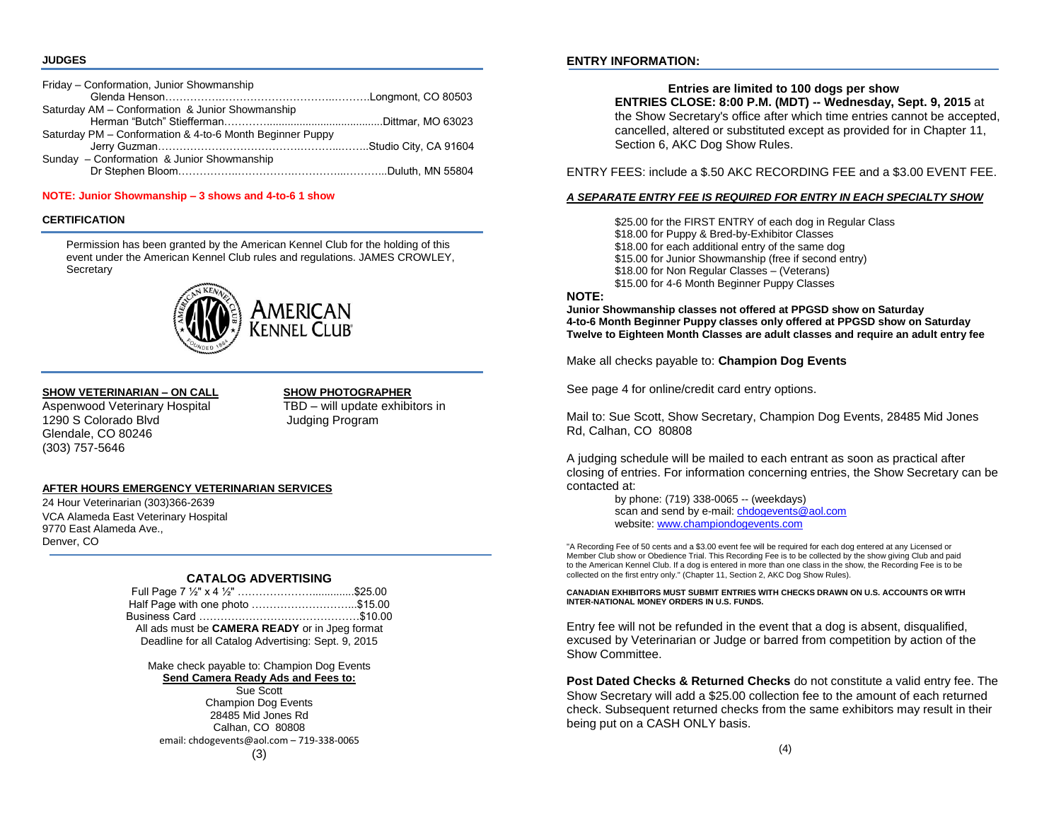## JUDGES

Friday – Conformation, Junior Showmanship
Glenda Henson……………………………………………Longmont, CO 80503

Saturday AM – Conformation & Junior Showmanship
Herman "Butch" Stiefferman……………………………………Dittmar, MO 63023

Saturday PM – Conformation & 4-to-6 Month Beginner Puppy
Jerry Guzman……………………………………………Studio City, CA 91604

Sunday – Conformation & Junior Showmanship
Dr Stephen Bloom……………………………………………Duluth, MN 55804

**NOTE: Junior Showmanship – 3 shows and 4-to-6 1 show**

## CERTIFICATION

Permission has been granted by the American Kennel Club for the holding of this event under the American Kennel Club rules and regulations. JAMES CROWLEY, Secretary

AMERICAN KENNEL CLUB

**SHOW VETERINARIAN – ON CALL**
Aspenwood Veterinary Hospital
1290 S Colorado Blvd
Glendale, CO 80246
(303) 757-5646

**SHOW PHOTOGRAPHER**
TBD – will update exhibitors in Judging Program

**AFTER HOURS EMERGENCY VETERINARIAN SERVICES**
24 Hour Veterinarian (303)366-2639
VCA Alameda East Veterinary Hospital
9770 East Alameda Ave.,
Denver, CO

## CATALOG ADVERTISING

Full Page 7 ½" x 4 ½" ……………………………$25.00
Half Page with one photo ……………………………$15.00
Business Card ……………………………………………$10.00
All ads must be **CAMERA READY** or in Jpeg format
Deadline for all Catalog Advertising: Sept. 9, 2015

Make check payable to: Champion Dog Events
**Send Camera Ready Ads and Fees to:**
Sue Scott
Champion Dog Events
28485 Mid Jones Rd
Calhan, CO 80808
email: chdogevents@aol.com – 719-338-0065

## ENTRY INFORMATION:

**Entries are limited to 100 dogs per show**
**ENTRIES CLOSE: 8:00 P.M. (MDT) -- Wednesday, Sept. 9, 2015** at the Show Secretary's office after which time entries cannot be accepted, cancelled, altered or substituted except as provided for in Chapter 11, Section 6, AKC Dog Show Rules.

ENTRY FEES: include a $.50 AKC RECORDING FEE and a $3.00 EVENT FEE.

***A SEPARATE ENTRY FEE IS REQUIRED FOR ENTRY IN EACH SPECIALTY SHOW***

$25.00 for the FIRST ENTRY of each dog in Regular Class
$18.00 for Puppy & Bred-by-Exhibitor Classes
$18.00 for each additional entry of the same dog
$15.00 for Junior Showmanship (free if second entry)
$18.00 for Non Regular Classes – (Veterans)
$15.00 for 4-6 Month Beginner Puppy Classes

**NOTE:**
**Junior Showmanship classes not offered at PPGSD show on Saturday**
**4-to-6 Month Beginner Puppy classes only offered at PPGSD show on Saturday**
**Twelve to Eighteen Month Classes are adult classes and require an adult entry fee**

Make all checks payable to: **Champion Dog Events**

See page 4 for online/credit card entry options.

Mail to: Sue Scott, Show Secretary, Champion Dog Events, 28485 Mid Jones Rd, Calhan, CO 80808

A judging schedule will be mailed to each entrant as soon as practical after closing of entries. For information concerning entries, the Show Secretary can be contacted at:

by phone: (719) 338-0065 -- (weekdays)
scan and send by e-mail: chdogevents@aol.com
website: www.championdogevents.com

"A Recording Fee of 50 cents and a $3.00 event fee will be required for each dog entered at any Licensed or Member Club show or Obedience Trial. This Recording Fee is to be collected by the show giving Club and paid to the American Kennel Club. If a dog is entered in more than one class in the show, the Recording Fee is to be collected on the first entry only." (Chapter 11, Section 2, AKC Dog Show Rules).

**CANADIAN EXHIBITORS MUST SUBMIT ENTRIES WITH CHECKS DRAWN ON U.S. ACCOUNTS OR WITH INTER-NATIONAL MONEY ORDERS IN U.S. FUNDS.**

Entry fee will not be refunded in the event that a dog is absent, disqualified, excused by Veterinarian or Judge or barred from competition by action of the Show Committee.

**Post Dated Checks & Returned Checks** do not constitute a valid entry fee. The Show Secretary will add a $25.00 collection fee to the amount of each returned check. Subsequent returned checks from the same exhibitors may result in their being put on a CASH ONLY basis.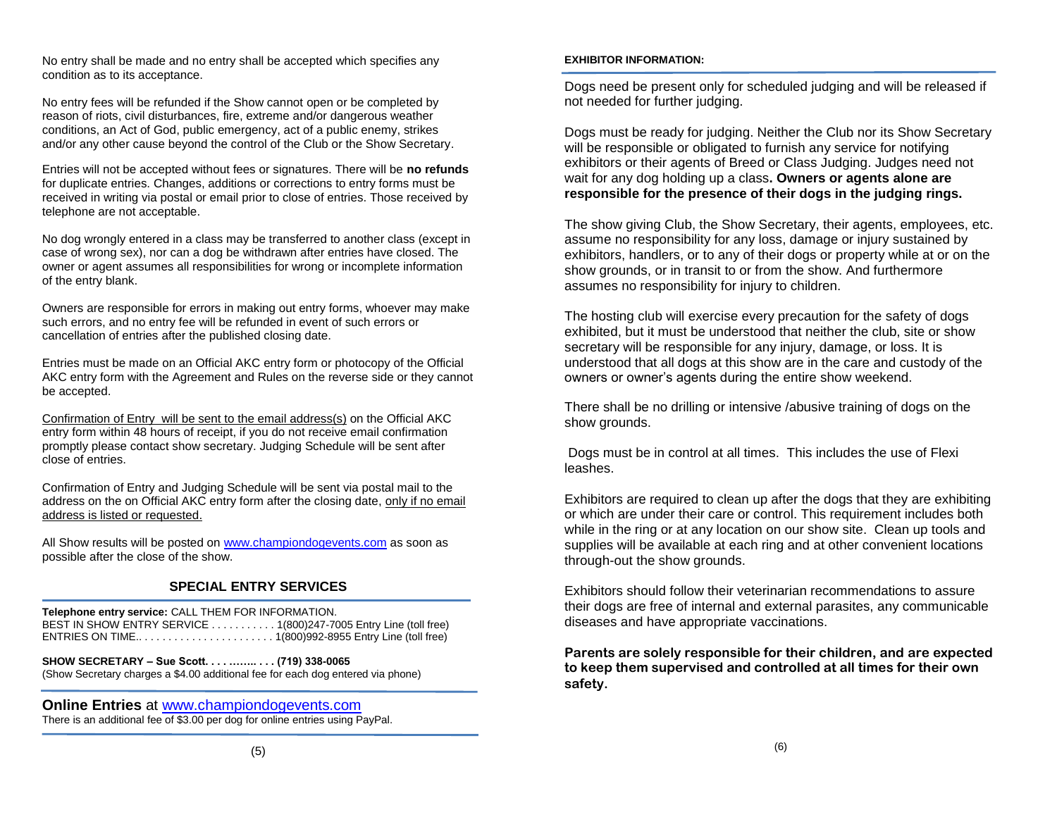No entry shall be made and no entry shall be accepted which specifies any condition as to its acceptance.

No entry fees will be refunded if the Show cannot open or be completed by reason of riots, civil disturbances, fire, extreme and/or dangerous weather conditions, an Act of God, public emergency, act of a public enemy, strikes and/or any other cause beyond the control of the Club or the Show Secretary.

Entries will not be accepted without fees or signatures. There will be **no refunds** for duplicate entries. Changes, additions or corrections to entry forms must be received in writing via postal or email prior to close of entries. Those received by telephone are not acceptable.

No dog wrongly entered in a class may be transferred to another class (except in case of wrong sex), nor can a dog be withdrawn after entries have closed. The owner or agent assumes all responsibilities for wrong or incomplete information of the entry blank.

Owners are responsible for errors in making out entry forms, whoever may make such errors, and no entry fee will be refunded in event of such errors or cancellation of entries after the published closing date.

Entries must be made on an Official AKC entry form or photocopy of the Official AKC entry form with the Agreement and Rules on the reverse side or they cannot be accepted.

Confirmation of Entry will be sent to the email address(s) on the Official AKC entry form within 48 hours of receipt, if you do not receive email confirmation promptly please contact show secretary. Judging Schedule will be sent after close of entries.

Confirmation of Entry and Judging Schedule will be sent via postal mail to the address on the on Official AKC entry form after the closing date, only if no email address is listed or requested.

All Show results will be posted on www.championdogevents.com as soon as possible after the close of the show.

## SPECIAL ENTRY SERVICES

**Telephone entry service:** CALL THEM FOR INFORMATION.
BEST IN SHOW ENTRY SERVICE . . . . . . . . . . . 1(800)247-7005 Entry Line (toll free)
ENTRIES ON TIME.. . . . . . . . . . . . . . . . . . . . . . 1(800)992-8955 Entry Line (toll free)

**SHOW SECRETARY – Sue Scott. . . . …….. . . . (719) 338-0065**
(Show Secretary charges a $4.00 additional fee for each dog entered via phone)

**Online Entries** at www.championdogevents.com
There is an additional fee of $3.00 per dog for online entries using PayPal.

**EXHIBITOR INFORMATION:**

Dogs need be present only for scheduled judging and will be released if not needed for further judging.

Dogs must be ready for judging. Neither the Club nor its Show Secretary will be responsible or obligated to furnish any service for notifying exhibitors or their agents of Breed or Class Judging. Judges need not wait for any dog holding up a class**. Owners or agents alone are responsible for the presence of their dogs in the judging rings.**

The show giving Club, the Show Secretary, their agents, employees, etc. assume no responsibility for any loss, damage or injury sustained by exhibitors, handlers, or to any of their dogs or property while at or on the show grounds, or in transit to or from the show. And furthermore assumes no responsibility for injury to children.

The hosting club will exercise every precaution for the safety of dogs exhibited, but it must be understood that neither the club, site or show secretary will be responsible for any injury, damage, or loss. It is understood that all dogs at this show are in the care and custody of the owners or owner's agents during the entire show weekend.

There shall be no drilling or intensive /abusive training of dogs on the show grounds.

Dogs must be in control at all times. This includes the use of Flexi leashes.

Exhibitors are required to clean up after the dogs that they are exhibiting or which are under their care or control. This requirement includes both while in the ring or at any location on our show site. Clean up tools and supplies will be available at each ring and at other convenient locations through-out the show grounds.

Exhibitors should follow their veterinarian recommendations to assure their dogs are free of internal and external parasites, any communicable diseases and have appropriate vaccinations.

**Parents are solely responsible for their children, and are expected to keep them supervised and controlled at all times for their own safety.**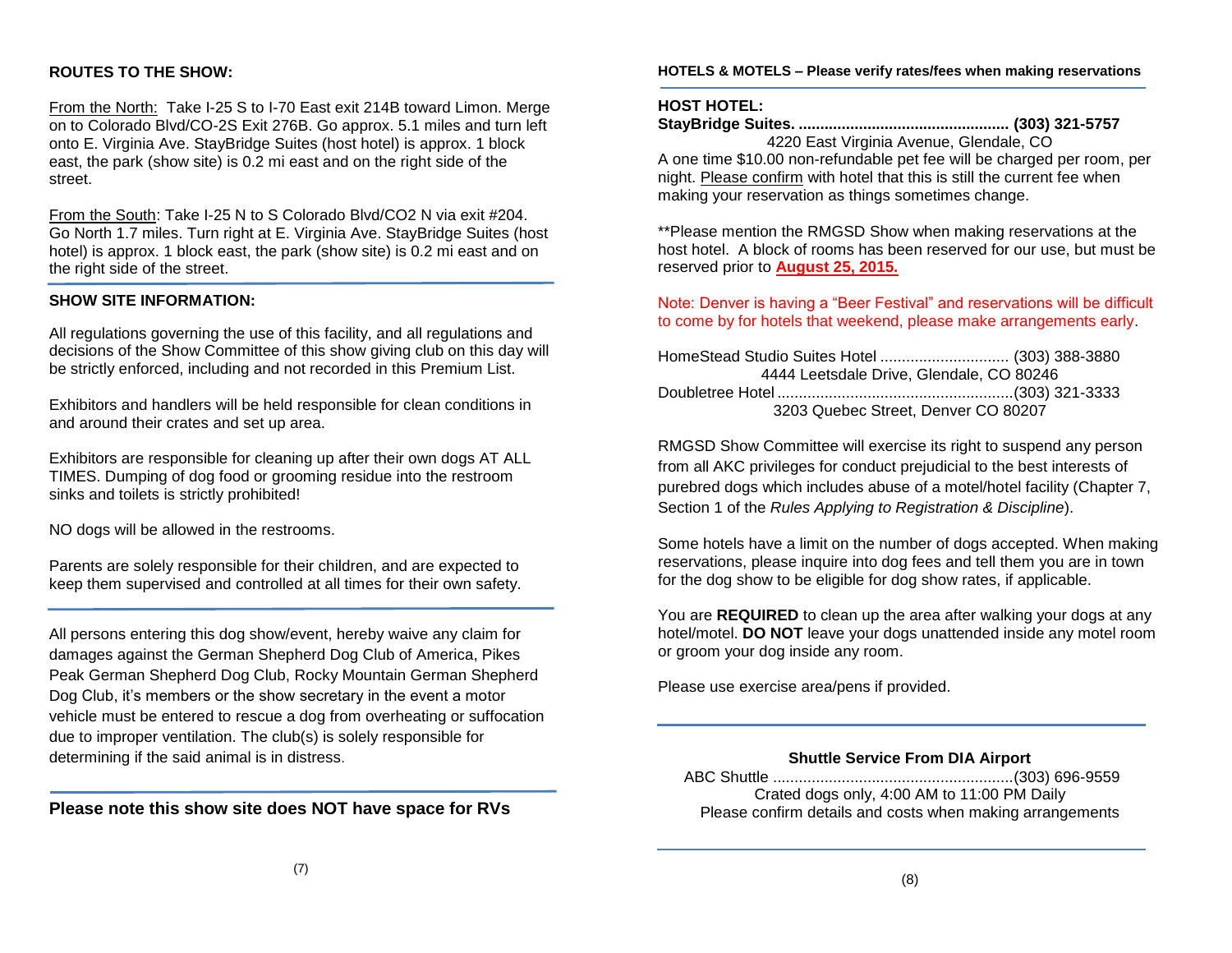## ROUTES TO THE SHOW:

From the North: Take I-25 S to I-70 East exit 214B toward Limon. Merge on to Colorado Blvd/CO-2S Exit 276B. Go approx. 5.1 miles and turn left onto E. Virginia Ave. StayBridge Suites (host hotel) is approx. 1 block east, the park (show site) is 0.2 mi east and on the right side of the street.

From the South: Take I-25 N to S Colorado Blvd/CO2 N via exit #204. Go North 1.7 miles. Turn right at E. Virginia Ave. StayBridge Suites (host hotel) is approx. 1 block east, the park (show site) is 0.2 mi east and on the right side of the street.

## SHOW SITE INFORMATION:

All regulations governing the use of this facility, and all regulations and decisions of the Show Committee of this show giving club on this day will be strictly enforced, including and not recorded in this Premium List.

Exhibitors and handlers will be held responsible for clean conditions in and around their crates and set up area.

Exhibitors are responsible for cleaning up after their own dogs AT ALL TIMES. Dumping of dog food or grooming residue into the restroom sinks and toilets is strictly prohibited!

NO dogs will be allowed in the restrooms.

Parents are solely responsible for their children, and are expected to keep them supervised and controlled at all times for their own safety.

All persons entering this dog show/event, hereby waive any claim for damages against the German Shepherd Dog Club of America, Pikes Peak German Shepherd Dog Club, Rocky Mountain German Shepherd Dog Club, it's members or the show secretary in the event a motor vehicle must be entered to rescue a dog from overheating or suffocation due to improper ventilation. The club(s) is solely responsible for determining if the said animal is in distress.

**Please note this show site does NOT have space for RVs**

## HOTELS & MOTELS – Please verify rates/fees when making reservations

**HOST HOTEL:**

**StayBridge Suites. ................................................ (303) 321-5757**
4220 East Virginia Avenue, Glendale, CO

A one time $10.00 non-refundable pet fee will be charged per room, per night. Please confirm with hotel that this is still the current fee when making your reservation as things sometimes change.

**Please mention the RMGSD Show when making reservations at the host hotel. A block of rooms has been reserved for our use, but must be reserved prior to **August 25, 2015.**

Note: Denver is having a "Beer Festival" and reservations will be difficult to come by for hotels that weekend, please make arrangements early.

HomeStead Studio Suites Hotel ............................. (303) 388-3880
4444 Leetsdale Drive, Glendale, CO 80246

Doubletree Hotel ......................................................(303) 321-3333
3203 Quebec Street, Denver CO 80207

RMGSD Show Committee will exercise its right to suspend any person from all AKC privileges for conduct prejudicial to the best interests of purebred dogs which includes abuse of a motel/hotel facility (Chapter 7, Section 1 of the *Rules Applying to Registration & Discipline*).

Some hotels have a limit on the number of dogs accepted. When making reservations, please inquire into dog fees and tell them you are in town for the dog show to be eligible for dog show rates, if applicable.

You are **REQUIRED** to clean up the area after walking your dogs at any hotel/motel. **DO NOT** leave your dogs unattended inside any motel room or groom your dog inside any room.

Please use exercise area/pens if provided.

### Shuttle Service From DIA Airport

ABC Shuttle .......................................................(303) 696-9559
Crated dogs only, 4:00 AM to 11:00 PM Daily
Please confirm details and costs when making arrangements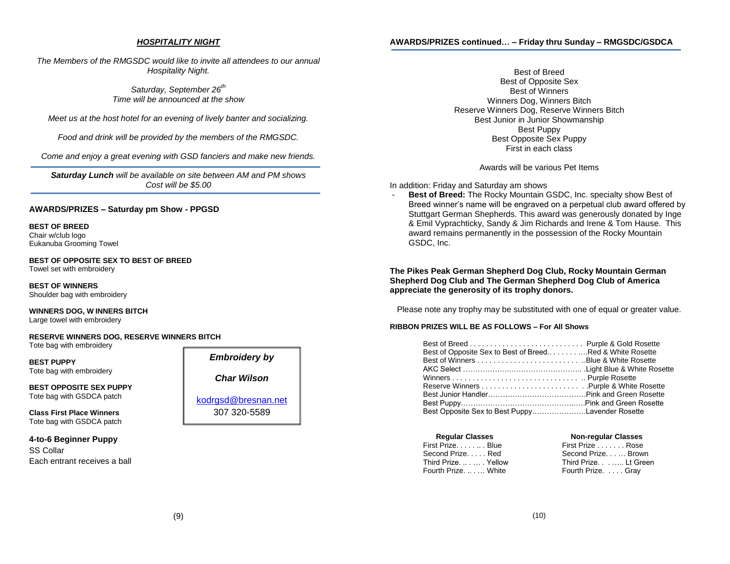## *HOSPITALITY NIGHT*

*The Members of the RMGSDC would like to invite all attendees to our annual Hospitality Night.*

*Saturday, September 26th*
*Time will be announced at the show*

*Meet us at the host hotel for an evening of lively banter and socializing.*

*Food and drink will be provided by the members of the RMGSDC.*

*Come and enjoy a great evening with GSD fanciers and make new friends.*

---

***Saturday Lunch** will be available on site between AM and PM shows*
*Cost will be $5.00*

---

### AWARDS/PRIZES – Saturday pm Show - PPGSD

**BEST OF BREED**
Chair w/club logo
Eukanuba Grooming Towel

**BEST OF OPPOSITE SEX TO BEST OF BREED**
Towel set with embroidery

**BEST OF WINNERS**
Shoulder bag with embroidery

**WINNERS DOG, W INNERS BITCH**
Large towel with embroidery

**RESERVE WINNERS DOG, RESERVE WINNERS BITCH**
Tote bag with embroidery

**BEST PUPPY**
Tote bag with embroidery

**BEST OPPOSITE SEX PUPPY**
Tote bag with GSDCA patch

**Class First Place Winners**
Tote bag with GSDCA patch

**4-to-6 Beginner Puppy**
SS Collar
Each entrant receives a ball

> ***Embroidery by***
>
> ***Char Wilson***
>
> kodrgsd@bresnan.net
> 307 320-5589

### AWARDS/PRIZES continued… – Friday thru Sunday – RMGSDC/GSDCA

Best of Breed
Best of Opposite Sex
Best of Winners
Winners Dog, Winners Bitch
Reserve Winners Dog, Reserve Winners Bitch
Best Junior in Junior Showmanship
Best Puppy
Best Opposite Sex Puppy
First in each class

Awards will be various Pet Items

In addition: Friday and Saturday am shows

- **Best of Breed:** The Rocky Mountain GSDC, Inc. specialty show Best of Breed winner's name will be engraved on a perpetual club award offered by Stuttgart German Shepherds. This award was generously donated by Inge & Emil Vyprachticky, Sandy & Jim Richards and Irene & Tom Hause. This award remains permanently in the possession of the Rocky Mountain GSDC, Inc.

**The Pikes Peak German Shepherd Dog Club, Rocky Mountain German Shepherd Dog Club and The German Shepherd Dog Club of America appreciate the generosity of its trophy donors.**

Please note any trophy may be substituted with one of equal or greater value.

#### RIBBON PRIZES WILL BE AS FOLLOWS – For All Shows

| Award | Ribbon |
|---|---|
| Best of Breed | Purple & Gold Rosette |
| Best of Opposite Sex to Best of Breed | Red & White Rosette |
| Best of Winners | Blue & White Rosette |
| AKC Select | Light Blue & White Rosette |
| Winners | Purple Rosette |
| Reserve Winners | Purple & White Rosette |
| Best Junior Handler | Pink and Green Rosette |
| Best Puppy | Pink and Green Rosette |
| Best Opposite Sex to Best Puppy | Lavender Rosette |

| Regular Classes | | Non-regular Classes | |
|---|---|---|---|
| First Prize | Blue | First Prize | Rose |
| Second Prize | Red | Second Prize | Brown |
| Third Prize | Yellow | Third Prize | Lt Green |
| Fourth Prize | White | Fourth Prize | Gray |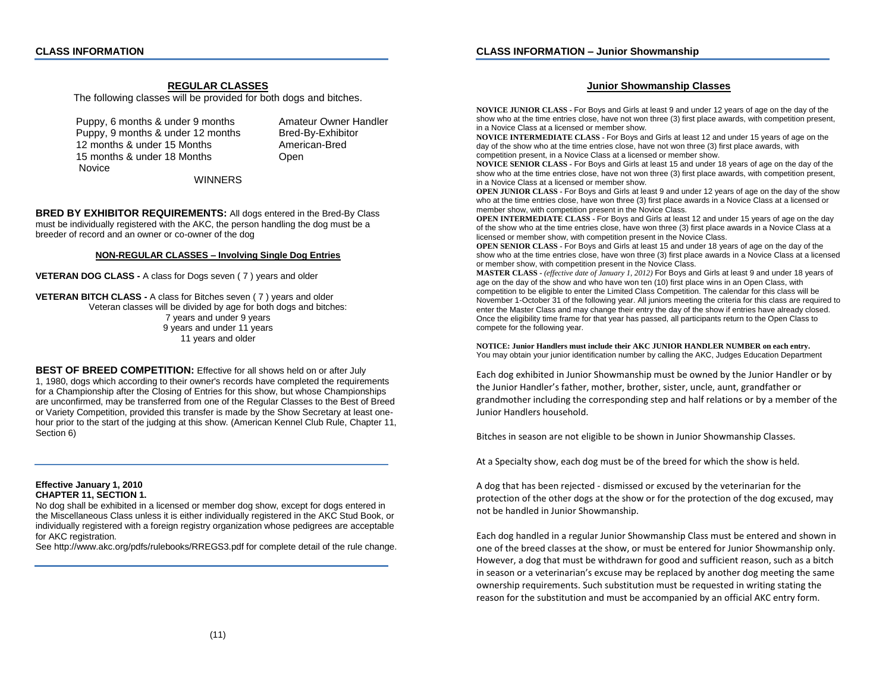## CLASS INFORMATION

### REGULAR CLASSES

The following classes will be provided for both dogs and bitches.

| | |
|---|---|
| Puppy, 6 months & under 9 months | Amateur Owner Handler |
| Puppy, 9 months & under 12 months | Bred-By-Exhibitor |
| 12 months & under 15 Months | American-Bred |
| 15 months & under 18 Months | Open |
| Novice | |

WINNERS

**BRED BY EXHIBITOR REQUIREMENTS:** All dogs entered in the Bred-By Class must be individually registered with the AKC, the person handling the dog must be a breeder of record and an owner or co-owner of the dog

#### NON-REGULAR CLASSES – Involving Single Dog Entries

**VETERAN DOG CLASS -** A class for Dogs seven ( 7 ) years and older

**VETERAN BITCH CLASS -** A class for Bitches seven ( 7 ) years and older

Veteran classes will be divided by age for both dogs and bitches:
7 years and under 9 years
9 years and under 11 years
11 years and older

**BEST OF BREED COMPETITION:** Effective for all shows held on or after July 1, 1980, dogs which according to their owner's records have completed the requirements for a Championship after the Closing of Entries for this show, but whose Championships are unconfirmed, may be transferred from one of the Regular Classes to the Best of Breed or Variety Competition, provided this transfer is made by the Show Secretary at least one-hour prior to the start of the judging at this show. (American Kennel Club Rule, Chapter 11, Section 6)

**Effective January 1, 2010**
**CHAPTER 11, SECTION 1.**

No dog shall be exhibited in a licensed or member dog show, except for dogs entered in the Miscellaneous Class unless it is either individually registered in the AKC Stud Book, or individually registered with a foreign registry organization whose pedigrees are acceptable for AKC registration.

See http://www.akc.org/pdfs/rulebooks/RREGS3.pdf for complete detail of the rule change.

## CLASS INFORMATION – Junior Showmanship

### Junior Showmanship Classes

**NOVICE JUNIOR CLASS** - For Boys and Girls at least 9 and under 12 years of age on the day of the show who at the time entries close, have not won three (3) first place awards, with competition present, in a Novice Class at a licensed or member show.

**NOVICE INTERMEDIATE CLASS** - For Boys and Girls at least 12 and under 15 years of age on the day of the show who at the time entries close, have not won three (3) first place awards, with competition present, in a Novice Class at a licensed or member show.

**NOVICE SENIOR CLASS** - For Boys and Girls at least 15 and under 18 years of age on the day of the show who at the time entries close, have not won three (3) first place awards, with competition present, in a Novice Class at a licensed or member show.

**OPEN JUNIOR CLASS** - For Boys and Girls at least 9 and under 12 years of age on the day of the show who at the time entries close, have won three (3) first place awards in a Novice Class at a licensed or member show, with competition present in the Novice Class.

**OPEN INTERMEDIATE CLASS** - For Boys and Girls at least 12 and under 15 years of age on the day of the show who at the time entries close, have won three (3) first place awards in a Novice Class at a licensed or member show, with competition present in the Novice Class.

**OPEN SENIOR CLASS** - For Boys and Girls at least 15 and under 18 years of age on the day of the show who at the time entries close, have won three (3) first place awards in a Novice Class at a licensed or member show, with competition present in the Novice Class.

**MASTER CLASS** - *(effective date of January 1, 2012)* For Boys and Girls at least 9 and under 18 years of age on the day of the show and who have won ten (10) first place wins in an Open Class, with competition to be eligible to enter the Limited Class Competition. The calendar for this class will be November 1-October 31 of the following year. All juniors meeting the criteria for this class are required to enter the Master Class and may change their entry the day of the show if entries have already closed. Once the eligibility time frame for that year has passed, all participants return to the Open Class to compete for the following year.

**NOTICE: Junior Handlers must include their AKC JUNIOR HANDLER NUMBER on each entry.**
You may obtain your junior identification number by calling the AKC, Judges Education Department

Each dog exhibited in Junior Showmanship must be owned by the Junior Handler or by the Junior Handler's father, mother, brother, sister, uncle, aunt, grandfather or grandmother including the corresponding step and half relations or by a member of the Junior Handlers household.

Bitches in season are not eligible to be shown in Junior Showmanship Classes.

At a Specialty show, each dog must be of the breed for which the show is held.

A dog that has been rejected - dismissed or excused by the veterinarian for the protection of the other dogs at the show or for the protection of the dog excused, may not be handled in Junior Showmanship.

Each dog handled in a regular Junior Showmanship Class must be entered and shown in one of the breed classes at the show, or must be entered for Junior Showmanship only. However, a dog that must be withdrawn for good and sufficient reason, such as a bitch in season or a veterinarian's excuse may be replaced by another dog meeting the same ownership requirements. Such substitution must be requested in writing stating the reason for the substitution and must be accompanied by an official AKC entry form.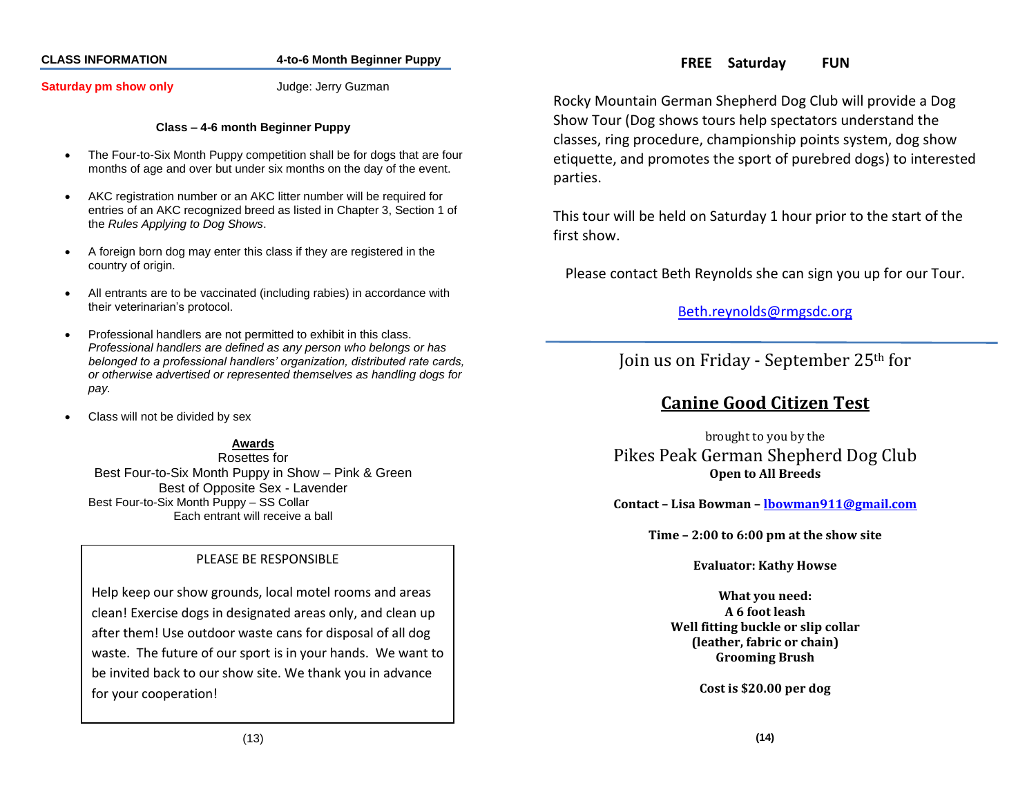**CLASS INFORMATION** **4-to-6 Month Beginner Puppy**

**Saturday pm show only** Judge: Jerry Guzman

**Class – 4-6 month Beginner Puppy**

- The Four-to-Six Month Puppy competition shall be for dogs that are four months of age and over but under six months on the day of the event.
- AKC registration number or an AKC litter number will be required for entries of an AKC recognized breed as listed in Chapter 3, Section 1 of the *Rules Applying to Dog Shows*.
- A foreign born dog may enter this class if they are registered in the country of origin.
- All entrants are to be vaccinated (including rabies) in accordance with their veterinarian's protocol.
- Professional handlers are not permitted to exhibit in this class. *Professional handlers are defined as any person who belongs or has belonged to a professional handlers' organization, distributed rate cards, or otherwise advertised or represented themselves as handling dogs for pay.*
- Class will not be divided by sex

**Awards**

Rosettes for

Best Four-to-Six Month Puppy in Show – Pink & Green

Best of Opposite Sex - Lavender

Best Four-to-Six Month Puppy – SS Collar

Each entrant will receive a ball

PLEASE BE RESPONSIBLE

Help keep our show grounds, local motel rooms and areas clean! Exercise dogs in designated areas only, and clean up after them! Use outdoor waste cans for disposal of all dog waste. The future of our sport is in your hands. We want to be invited back to our show site. We thank you in advance for your cooperation!

**FREE Saturday FUN**

Rocky Mountain German Shepherd Dog Club will provide a Dog Show Tour (Dog shows tours help spectators understand the classes, ring procedure, championship points system, dog show etiquette, and promotes the sport of purebred dogs) to interested parties.

This tour will be held on Saturday 1 hour prior to the start of the first show.

Please contact Beth Reynolds she can sign you up for our Tour.

Beth.reynolds@rmgsdc.org

---

Join us on Friday - September 25th for

## Canine Good Citizen Test

brought to you by the

Pikes Peak German Shepherd Dog Club

**Open to All Breeds**

**Contact – Lisa Bowman – lbowman911@gmail.com**

**Time – 2:00 to 6:00 pm at the show site**

**Evaluator: Kathy Howse**

**What you need:**
**A 6 foot leash**
**Well fitting buckle or slip collar (leather, fabric or chain)**
**Grooming Brush**

**Cost is $20.00 per dog**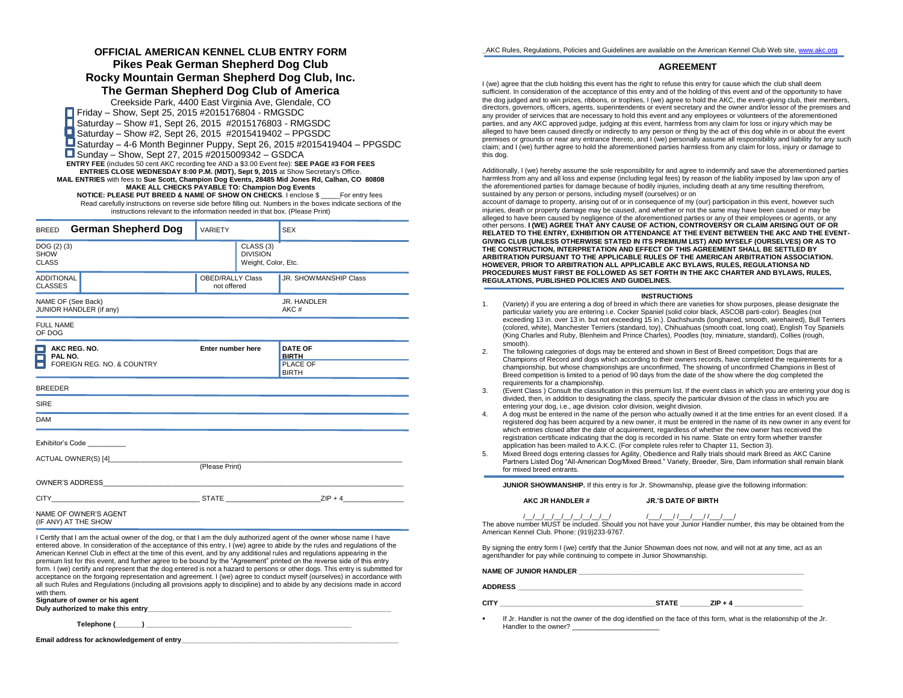# OFFICIAL AMERICAN KENNEL CLUB ENTRY FORM
## Pikes Peak German Shepherd Dog Club
## Rocky Mountain German Shepherd Dog Club, Inc.
## The German Shepherd Dog Club of America

Creekside Park, 4400 East Virginia Ave, Glendale, CO

- ☐ Friday – Show, Sept 25, 2015 #2015176804 - RMGSDC
- ☐ Saturday – Show #1, Sept 26, 2015 #2015176803 - RMGSDC
- ☐ Saturday – Show #2, Sept 26, 2015 #2015419402 – PPGSDC
- ☐ Saturday – 4-6 Month Beginner Puppy, Sept 26, 2015 #2015419404 – PPGSDC
- ☐ Sunday – Show, Sept 27, 2015 #2015009342 – GSDCA

**ENTRY FEE** (includes 50 cent AKC recording fee AND a $3.00 Event fee): **SEE PAGE #3 FOR FEES**

**ENTRIES CLOSE WEDNESDAY 8:00 P.M. (MDT), Sept 9, 2015** at Show Secretary's Office.

**MAIL ENTRIES** with fees to **Sue Scott, Champion Dog Events, 28485 Mid Jones Rd, Calhan, CO 80808**

**MAKE ALL CHECKS PAYABLE TO: Champion Dog Events**

**NOTICE: PLEASE PUT BREED & NAME OF SHOW ON CHECKS**. I enclose $ _____For entry fees

Read carefully instructions on reverse side before filling out. Numbers in the boxes indicate sections of the instructions relevant to the information needed in that box. (Please Print)

| | | | |
|---|---|---|---|
| BREED **German Shepherd Dog** | VARIETY | | SEX |
| DOG (2) (3) SHOW CLASS | | CLASS (3) DIVISION Weight, Color, Etc. | |
| ADDITIONAL CLASSES | OBED/RALLY Class not offered | | JR. SHOWMANSHIP Class |
| NAME OF (See Back) JUNIOR HANDLER (if any) | | | JR. HANDLER AKC # |
| FULL NAME OF DOG | | | |
| ☐ **AKC REG. NO.** ☐ **PAL NO.** ☐ FOREIGN REG. NO. & COUNTRY | **Enter number here** | | **DATE OF BIRTH** / PLACE OF BIRTH |
| BREEDER | | | |
| SIRE | | | |
| DAM | | | |

Exhibitor's Code _________

ACTUAL OWNER(S) [4]_______________________________________________ (Please Print)

OWNER'S ADDRESS_______________________________________________

CITY_________________________ STATE _________________ZIP + 4_______________

NAME OF OWNER'S AGENT (IF ANY) AT THE SHOW

I Certify that I am the actual owner of the dog, or that I am the duly authorized agent of the owner whose name I have entered above. In consideration of the acceptance of this entry, I (we) agree to abide by the rules and regulations of the American Kennel Club in effect at the time of this event, and by any additional rules and regulations appearing in the premium list for this event, and further agree to be bound by the "Agreement" printed on the reverse side of this entry form. I (we) certify and represent that the dog entered is not a hazard to persons or other dogs. This entry is submitted for acceptance on the forgoing representation and agreement. I (we) agree to conduct myself (ourselves) in accordance with all such Rules and Regulations (including all provisions apply to discipline) and to abide by any decisions made in accord with them.

**Signature of owner or his agent**
**Duly authorized to make this entry**_______________________________________________

**Telephone (_______)** _______________________________________________

**Email address for acknowledgement of entry**_______________________________________________

_AKC Rules, Regulations, Policies and Guidelines are available on the American Kennel Club Web site, www.akc.org

## AGREEMENT

I (we) agree that the club holding this event has the right to refuse this entry for cause which the club shall deem sufficient. In consideration of the acceptance of this entry and of the holding of this event and of the opportunity to have the dog judged and to win prizes, ribbons, or trophies, I (we) agree to hold the AKC, the event-giving club, their members, directors, governors, officers, agents, superintendents or event secretary and the owner and/or lessor of the premises and any provider of services that are necessary to hold this event and any employees or volunteers of the aforementioned parties, and any AKC approved judge, judging at this event, harmless from any claim for loss or injury which may be alleged to have been caused directly or indirectly to any person or thing by the act of this dog while in or about the event premises or grounds or near any entrance thereto, and I (we) personally assume all responsibility and liability for any such claim; and I (we) further agree to hold the aforementioned parties harmless from any claim for loss, injury or damage to this dog.

Additionally, I (we) hereby assume the sole responsibility for and agree to indemnify and save the aforementioned parties harmless from any and all loss and expense (including legal fees) by reason of the liability imposed by law upon any of the aforementioned parties for damage because of bodily injuries, including death at any time resulting therefrom, sustained by any person or persons, including myself (ourselves) or on account of damage to property, arising out of or in consequence of my (our) participation in this event, however such injuries, death or property damage may be caused, and whether or not the same may have been caused or may be alleged to have been caused by negligence of the aforementioned parties or any of their employees or agents, or any other persons. **I (WE) AGREE THAT ANY CAUSE OF ACTION, CONTROVERSY OR CLAIM ARISING OUT OF OR RELATED TO THE ENTRY, EXHIBITION OR ATTENDANCE AT THE EVENT BETWEEN THE AKC AND THE EVENT-GIVING CLUB (UNLESS OTHERWISE STATED IN ITS PREMIUM LIST) AND MYSELF (OURSELVES) OR AS TO THE CONSTRUCTION, INTERPRETATION AND EFFECT OF THIS AGREEMENT SHALL BE SETTLED BY ARBITRATION PURSUANT TO THE APPLICABLE RULES OF THE AMERICAN ARBITRATION ASSOCIATION. HOWEVER, PRIOR TO ARBITRATION ALL APPLICABLE AKC BYLAWS, RULES, REGULATIONSA ND PROCEDURES MUST FIRST BE FOLLOWED AS SET FORTH IN THE AKC CHARTER AND BYLAWS, RULES, REGULATIONS, PUBLISHED POLICIES AND GUIDELINES.**

### INSTRUCTIONS

1. (Variety) if you are entering a dog of breed in which there are varieties for show purposes, please designate the particular variety you are entering i.e. Cocker Spaniel (solid color black, ASCOB parti-color). Beagles (not exceeding 13 in. over 13 in. but not exceeding 15 in.). Dachshunds (longhaired, smooth, wirehaired), Bull Terriers (colored, white), Manchester Terriers (standard, toy), Chihuahuas (smooth coat, long coat), English Toy Spaniels (King Charles and Ruby, Blenheim and Prince Charles), Poodles (toy, miniature, standard), Collies (rough, smooth).
2. The following categories of dogs may be entered and shown in Best of Breed competition; Dogs that are Champions of Record and dogs which according to their owners records, have completed the requirements for a championship, but whose championships are unconfirmed, The showing of unconfirmed Champions in Best of Breed competition is limited to a period of 90 days from the date of the show where the dog completed the requirements for a championship.
3. (Event Class ) Consult the classification in this premium list. If the event class in which you are entering your dog is divided, then, in addition to designating the class, specify the particular division of the class in which you are entering your dog, i.e., age division. color division, weight division.
4. A dog must be entered in the name of the person who actually owned it at the time entries for an event closed. If a registered dog has been acquired by a new owner, it must be entered in the name of its new owner in any event for which entries closed after the date of acquirement, regardless of whether the new owner has received the registration certificate indicating that the dog is recorded in his name. State on entry form whether transfer application has been mailed to A.K.C. (For complete rules refer to Chapter 11, Section 3).
5. Mixed Breed dogs entering classes for Agility, Obedience and Rally trials should mark Breed as AKC Canine Partners Listed Dog "All-American Dog/Mixed Breed." Variety, Breeder, Sire, Dam information shall remain blank for mixed breed entrants.

**JUNIOR SHOWMANSHIP.** If this entry is for Jr. Showmanship, please give the following information:

**AKC JR HANDLER #** /__/__/__/__/__/__/__/__/__/ **JR.'S DATE OF BIRTH** /___/___/ /___/___/ /___/___/

The above number MUST be included. Should you not have your Junior Handler number, this may be obtained from the American Kennel Club. Phone: (919)233-9767.

By signing the entry form I (we) certify that the Junior Showman does not now, and will not at any time, act as an agent/handler for pay while continuing to compete in Junior Showmanship.

**NAME OF JUNIOR HANDLER** _______________________________________________

**ADDRESS** _______________________________________________

**CITY** _________________________ **STATE** ________ **ZIP + 4** _________________

- If Jr. Handler is not the owner of the dog identified on the face of this form, what is the relationship of the Jr. Handler to the owner? ______________________